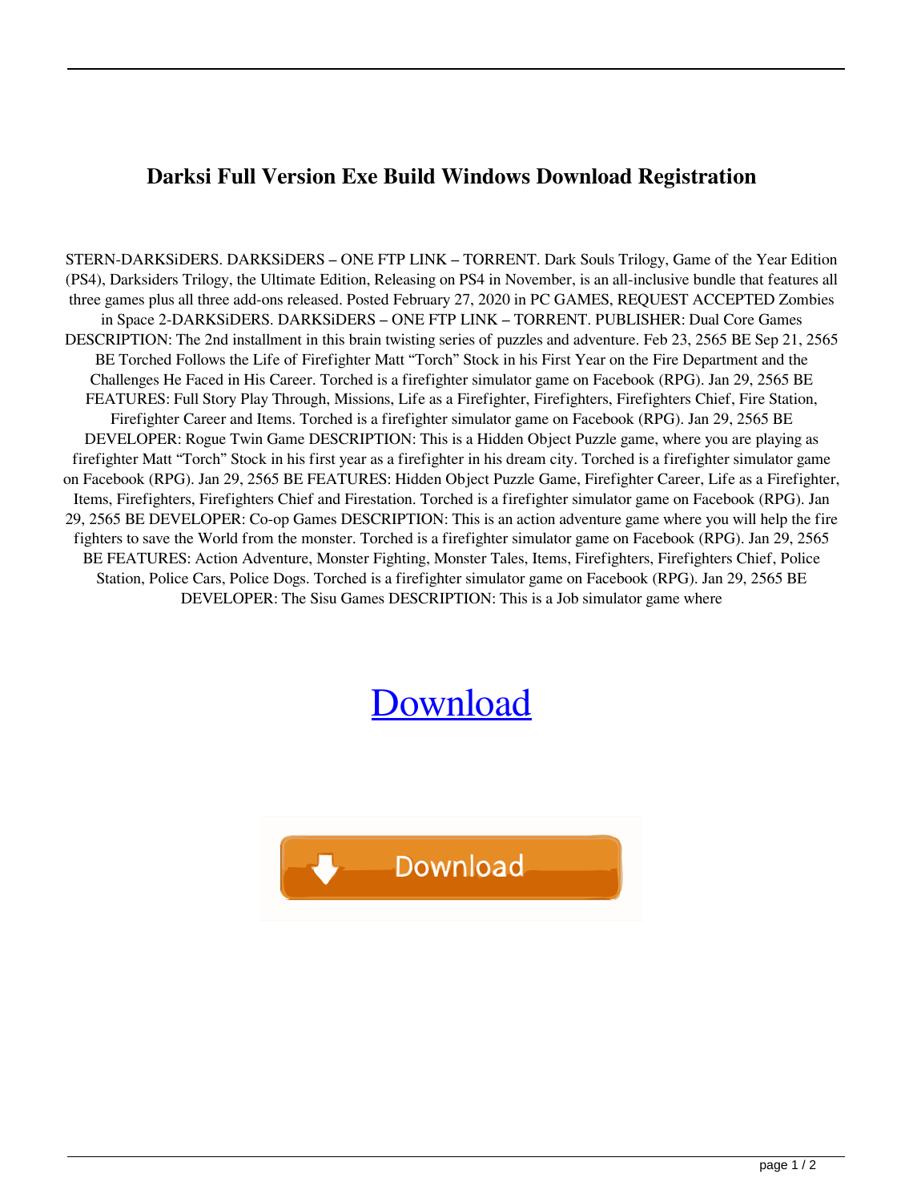# Darksi Full Version Exe Build Windows Download Registration

STERN-DARKSiDERS. DARKSiDERS – ONE FTP LINK – TORRENT. Dark Souls Trilogy, Game of the Year Edition (PS4), Darksiders Trilogy, the Ultimate Edition, Releasing on PS4 in November, is an all-inclusive bundle that features all three games plus all three add-ons released. Posted February 27, 2020 in PC GAMES, REQUEST ACCEPTED Zombies in Space 2-DARKSiDERS. DARKSiDERS – ONE FTP LINK – TORRENT. PUBLISHER: Dual Core Games DESCRIPTION: The 2nd installment in this brain twisting series of puzzles and adventure. Feb 23, 2565 BE Sep 21, 2565 BE Torched Follows the Life of Firefighter Matt "Torch" Stock in his First Year on the Fire Department and the Challenges He Faced in His Career. Torched is a firefighter simulator game on Facebook (RPG). Jan 29, 2565 BE FEATURES: Full Story Play Through, Missions, Life as a Firefighter, Firefighters, Firefighters Chief, Fire Station, Firefighter Career and Items. Torched is a firefighter simulator game on Facebook (RPG). Jan 29, 2565 BE DEVELOPER: Rogue Twin Game DESCRIPTION: This is a Hidden Object Puzzle game, where you are playing as firefighter Matt "Torch" Stock in his first year as a firefighter in his dream city. Torched is a firefighter simulator game on Facebook (RPG). Jan 29, 2565 BE FEATURES: Hidden Object Puzzle Game, Firefighter Career, Life as a Firefighter, Items, Firefighters, Firefighters Chief and Firestation. Torched is a firefighter simulator game on Facebook (RPG). Jan 29, 2565 BE DEVELOPER: Co-op Games DESCRIPTION: This is an action adventure game where you will help the fire fighters to save the World from the monster. Torched is a firefighter simulator game on Facebook (RPG). Jan 29, 2565 BE FEATURES: Action Adventure, Monster Fighting, Monster Tales, Items, Firefighters, Firefighters Chief, Police Station, Police Cars, Police Dogs. Torched is a firefighter simulator game on Facebook (RPG). Jan 29, 2565 BE DEVELOPER: The Sisu Games DESCRIPTION: This is a Job simulator game where

Download

Download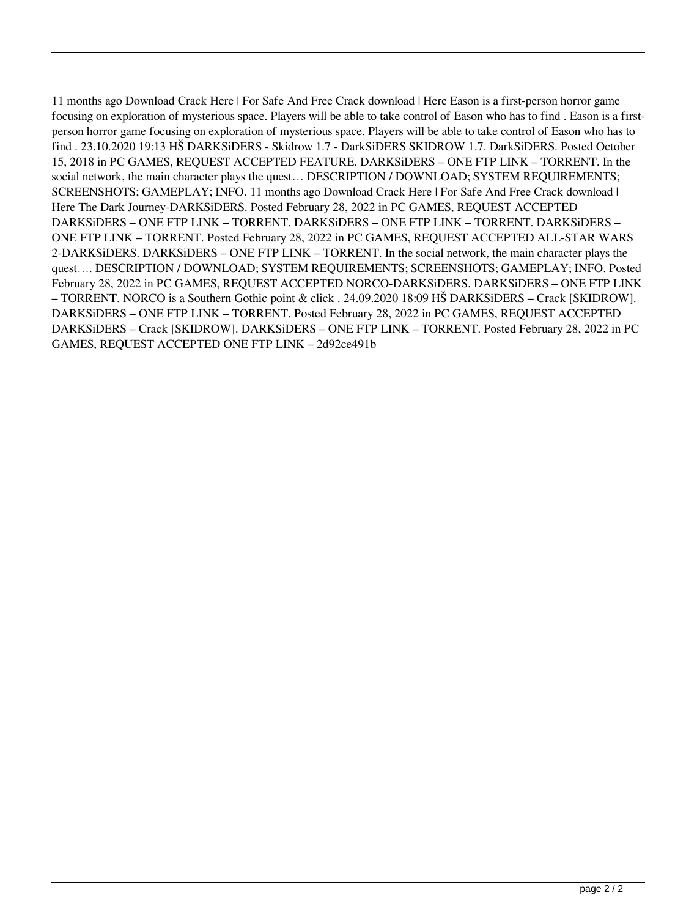11 months ago Download Crack Here | For Safe And Free Crack download | Here Eason is a first-person horror game focusing on exploration of mysterious space. Players will be able to take control of Eason who has to find . Eason is a first-person horror game focusing on exploration of mysterious space. Players will be able to take control of Eason who has to find . 23.10.2020 19:13 HŠ DARKSiDERS - Skidrow 1.7 - DarkSiDERS SKIDROW 1.7. DarkSiDERS. Posted October 15, 2018 in PC GAMES, REQUEST ACCEPTED FEATURE. DARKSiDERS – ONE FTP LINK – TORRENT. In the social network, the main character plays the quest… DESCRIPTION / DOWNLOAD; SYSTEM REQUIREMENTS; SCREENSHOTS; GAMEPLAY; INFO. 11 months ago Download Crack Here | For Safe And Free Crack download | Here The Dark Journey-DARKSiDERS. Posted February 28, 2022 in PC GAMES, REQUEST ACCEPTED DARKSiDERS – ONE FTP LINK – TORRENT. DARKSiDERS – ONE FTP LINK – TORRENT. DARKSiDERS – ONE FTP LINK – TORRENT. Posted February 28, 2022 in PC GAMES, REQUEST ACCEPTED ALL-STAR WARS 2-DARKSiDERS. DARKSiDERS – ONE FTP LINK – TORRENT. In the social network, the main character plays the quest…. DESCRIPTION / DOWNLOAD; SYSTEM REQUIREMENTS; SCREENSHOTS; GAMEPLAY; INFO. Posted February 28, 2022 in PC GAMES, REQUEST ACCEPTED NORCO-DARKSiDERS. DARKSiDERS – ONE FTP LINK – TORRENT. NORCO is a Southern Gothic point & click . 24.09.2020 18:09 HŠ DARKSiDERS – Crack [SKIDROW]. DARKSiDERS – ONE FTP LINK – TORRENT. Posted February 28, 2022 in PC GAMES, REQUEST ACCEPTED DARKSiDERS – Crack [SKIDROW]. DARKSiDERS – ONE FTP LINK – TORRENT. Posted February 28, 2022 in PC GAMES, REQUEST ACCEPTED ONE FTP LINK – 2d92ce491b